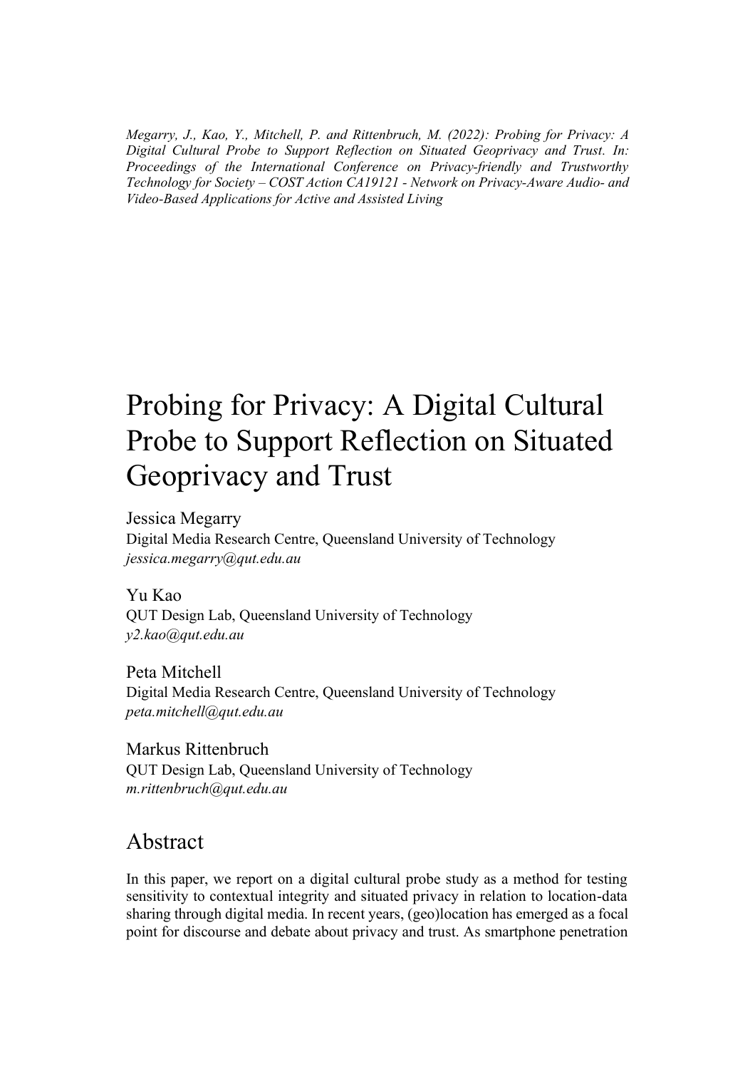*Megarry, J., Kao, Y., Mitchell, P. and Rittenbruch, M. (2022): Probing for Privacy: A Digital Cultural Probe to Support Reflection on Situated Geoprivacy and Trust. In: Proceedings of the International Conference on Privacy-friendly and Trustworthy Technology for Society – COST Action CA19121 - Network on Privacy-Aware Audio- and Video-Based Applications for Active and Assisted Living*

# Probing for Privacy: A Digital Cultural Probe to Support Reflection on Situated Geoprivacy and Trust

Jessica Megarry
Digital Media Research Centre, Queensland University of Technology
*jessica.megarry@qut.edu.au*

Yu Kao
QUT Design Lab, Queensland University of Technology
*y2.kao@qut.edu.au*

Peta Mitchell
Digital Media Research Centre, Queensland University of Technology
*peta.mitchell@qut.edu.au*

Markus Rittenbruch
QUT Design Lab, Queensland University of Technology
*m.rittenbruch@qut.edu.au*

## Abstract

In this paper, we report on a digital cultural probe study as a method for testing sensitivity to contextual integrity and situated privacy in relation to location-data sharing through digital media. In recent years, (geo)location has emerged as a focal point for discourse and debate about privacy and trust. As smartphone penetration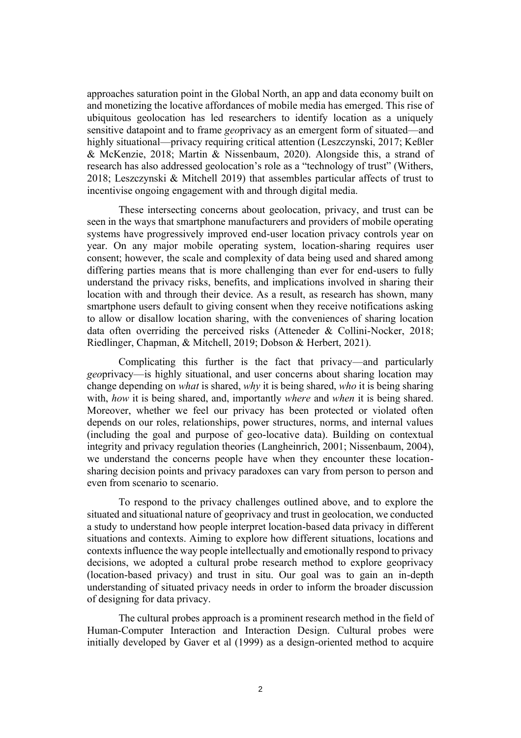approaches saturation point in the Global North, an app and data economy built on and monetizing the locative affordances of mobile media has emerged. This rise of ubiquitous geolocation has led researchers to identify location as a uniquely sensitive datapoint and to frame *geo*privacy as an emergent form of situated—and highly situational—privacy requiring critical attention (Leszczynski, 2017; Keßler & McKenzie, 2018; Martin & Nissenbaum, 2020). Alongside this, a strand of research has also addressed geolocation's role as a "technology of trust" (Withers, 2018; Leszczynski & Mitchell 2019) that assembles particular affects of trust to incentivise ongoing engagement with and through digital media.

These intersecting concerns about geolocation, privacy, and trust can be seen in the ways that smartphone manufacturers and providers of mobile operating systems have progressively improved end-user location privacy controls year on year. On any major mobile operating system, location-sharing requires user consent; however, the scale and complexity of data being used and shared among differing parties means that is more challenging than ever for end-users to fully understand the privacy risks, benefits, and implications involved in sharing their location with and through their device. As a result, as research has shown, many smartphone users default to giving consent when they receive notifications asking to allow or disallow location sharing, with the conveniences of sharing location data often overriding the perceived risks (Atteneder & Collini-Nocker, 2018; Riedlinger, Chapman, & Mitchell, 2019; Dobson & Herbert, 2021).

Complicating this further is the fact that privacy—and particularly *geo*privacy—is highly situational, and user concerns about sharing location may change depending on *what* is shared, *why* it is being shared, *who* it is being sharing with, *how* it is being shared, and, importantly *where* and *when* it is being shared. Moreover, whether we feel our privacy has been protected or violated often depends on our roles, relationships, power structures, norms, and internal values (including the goal and purpose of geo-locative data). Building on contextual integrity and privacy regulation theories (Langheinrich, 2001; Nissenbaum, 2004), we understand the concerns people have when they encounter these location-sharing decision points and privacy paradoxes can vary from person to person and even from scenario to scenario.

To respond to the privacy challenges outlined above, and to explore the situated and situational nature of geoprivacy and trust in geolocation, we conducted a study to understand how people interpret location-based data privacy in different situations and contexts. Aiming to explore how different situations, locations and contexts influence the way people intellectually and emotionally respond to privacy decisions, we adopted a cultural probe research method to explore geoprivacy (location-based privacy) and trust in situ. Our goal was to gain an in-depth understanding of situated privacy needs in order to inform the broader discussion of designing for data privacy.

The cultural probes approach is a prominent research method in the field of Human-Computer Interaction and Interaction Design. Cultural probes were initially developed by Gaver et al (1999) as a design-oriented method to acquire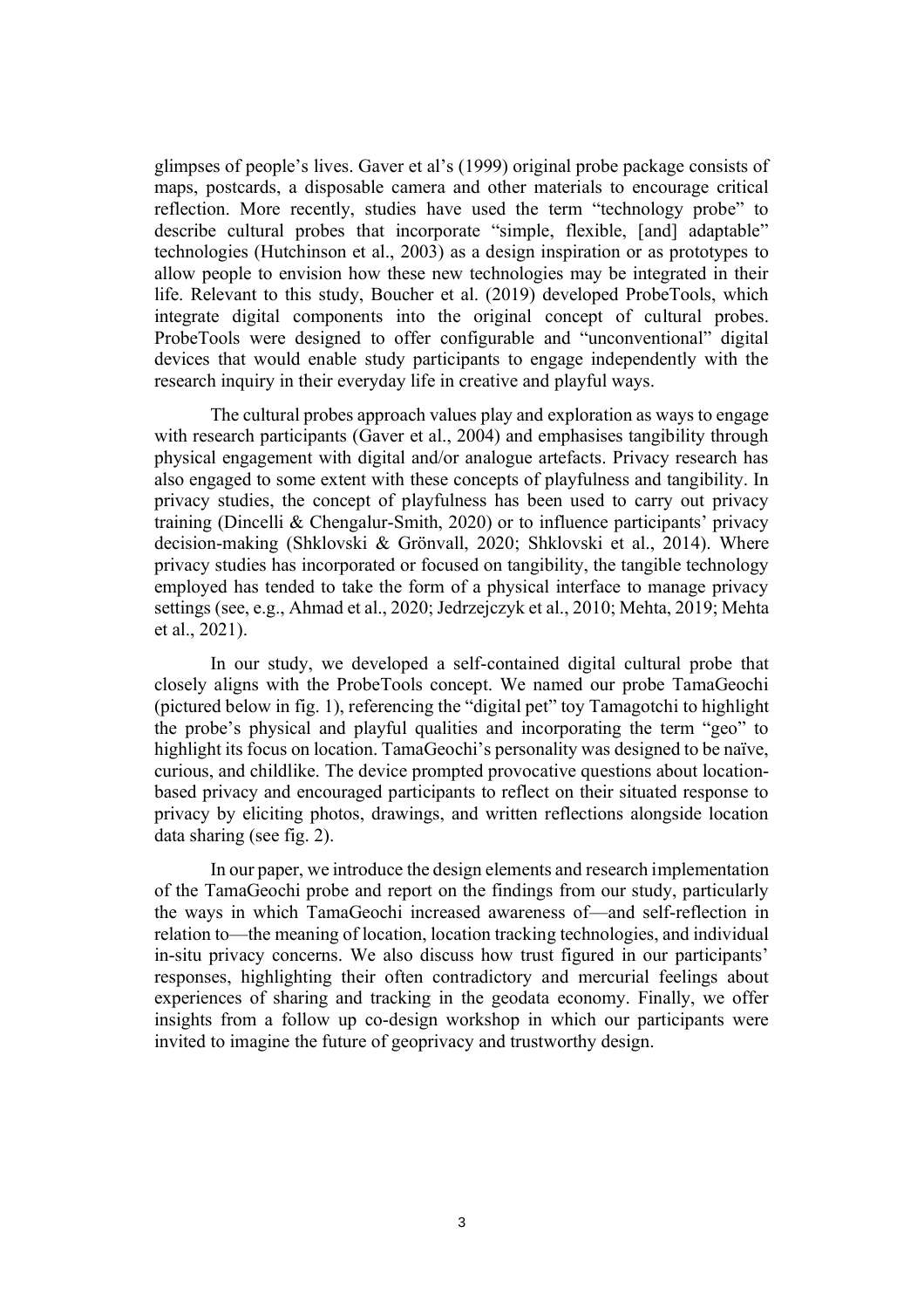glimpses of people's lives. Gaver et al's (1999) original probe package consists of maps, postcards, a disposable camera and other materials to encourage critical reflection. More recently, studies have used the term "technology probe" to describe cultural probes that incorporate "simple, flexible, [and] adaptable" technologies (Hutchinson et al., 2003) as a design inspiration or as prototypes to allow people to envision how these new technologies may be integrated in their life. Relevant to this study, Boucher et al. (2019) developed ProbeTools, which integrate digital components into the original concept of cultural probes. ProbeTools were designed to offer configurable and "unconventional" digital devices that would enable study participants to engage independently with the research inquiry in their everyday life in creative and playful ways.

The cultural probes approach values play and exploration as ways to engage with research participants (Gaver et al., 2004) and emphasises tangibility through physical engagement with digital and/or analogue artefacts. Privacy research has also engaged to some extent with these concepts of playfulness and tangibility. In privacy studies, the concept of playfulness has been used to carry out privacy training (Dincelli & Chengalur-Smith, 2020) or to influence participants' privacy decision-making (Shklovski & Grönvall, 2020; Shklovski et al., 2014). Where privacy studies has incorporated or focused on tangibility, the tangible technology employed has tended to take the form of a physical interface to manage privacy settings (see, e.g., Ahmad et al., 2020; Jedrzejczyk et al., 2010; Mehta, 2019; Mehta et al., 2021).

In our study, we developed a self-contained digital cultural probe that closely aligns with the ProbeTools concept. We named our probe TamaGeochi (pictured below in fig. 1), referencing the "digital pet" toy Tamagotchi to highlight the probe's physical and playful qualities and incorporating the term "geo" to highlight its focus on location. TamaGeochi's personality was designed to be naïve, curious, and childlike. The device prompted provocative questions about location-based privacy and encouraged participants to reflect on their situated response to privacy by eliciting photos, drawings, and written reflections alongside location data sharing (see fig. 2).

In our paper, we introduce the design elements and research implementation of the TamaGeochi probe and report on the findings from our study, particularly the ways in which TamaGeochi increased awareness of—and self-reflection in relation to—the meaning of location, location tracking technologies, and individual in-situ privacy concerns. We also discuss how trust figured in our participants' responses, highlighting their often contradictory and mercurial feelings about experiences of sharing and tracking in the geodata economy. Finally, we offer insights from a follow up co-design workshop in which our participants were invited to imagine the future of geoprivacy and trustworthy design.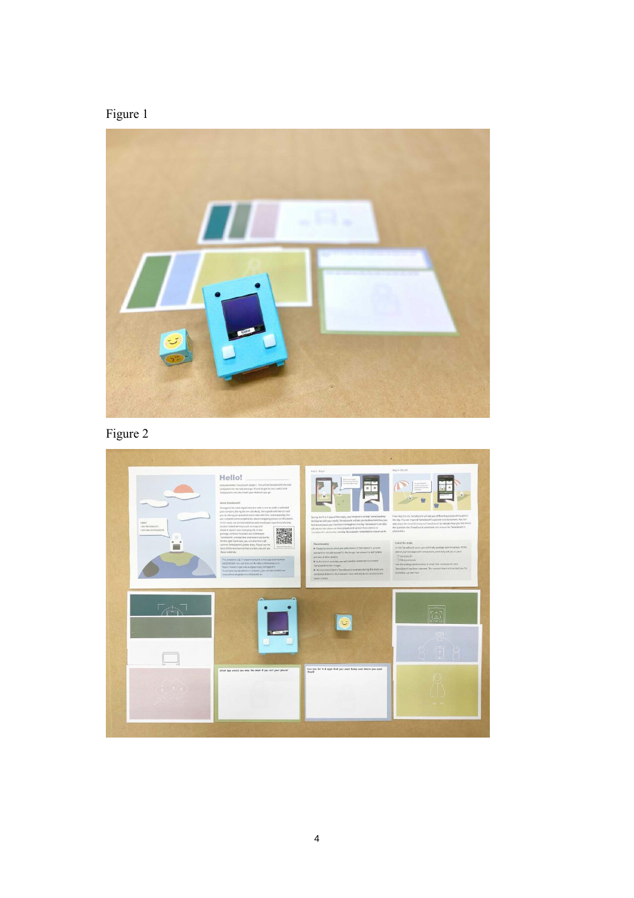Figure 1

Figure 2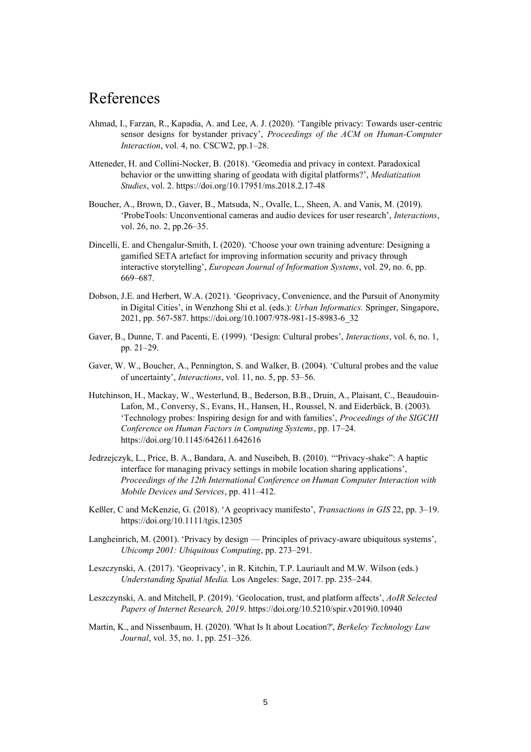# References

Ahmad, I., Farzan, R., Kapadia, A. and Lee, A. J. (2020). 'Tangible privacy: Towards user-centric sensor designs for bystander privacy', *Proceedings of the ACM on Human-Computer Interaction*, vol. 4, no. CSCW2, pp.1–28.

Atteneder, H. and Collini-Nocker, B. (2018). 'Geomedia and privacy in context. Paradoxical behavior or the unwitting sharing of geodata with digital platforms?', *Mediatization Studies*, vol. 2. https://doi.org/10.17951/ms.2018.2.17-48

Boucher, A., Brown, D., Gaver, B., Matsuda, N., Ovalle, L., Sheen, A. and Vanis, M. (2019). 'ProbeTools: Unconventional cameras and audio devices for user research', *Interactions*, vol. 26, no. 2, pp.26–35.

Dincelli, E. and Chengalur-Smith, I. (2020). 'Choose your own training adventure: Designing a gamified SETA artefact for improving information security and privacy through interactive storytelling', *European Journal of Information Systems*, vol. 29, no. 6, pp. 669–687.

Dobson, J.E. and Herbert, W.A. (2021). 'Geoprivacy, Convenience, and the Pursuit of Anonymity in Digital Cities', in Wenzhong Shi et al. (eds.): *Urban Informatics.* Springer, Singapore, 2021, pp. 567-587. https://doi.org/10.1007/978-981-15-8983-6_32

Gaver, B., Dunne, T. and Pacenti, E. (1999). 'Design: Cultural probes', *Interactions*, vol. 6, no. 1, pp. 21–29.

Gaver, W. W., Boucher, A., Pennington, S. and Walker, B. (2004). 'Cultural probes and the value of uncertainty', *Interactions*, vol. 11, no. 5, pp. 53–56.

Hutchinson, H., Mackay, W., Westerlund, B., Bederson, B.B., Druin, A., Plaisant, C., Beaudouin-Lafon, M., Conversy, S., Evans, H., Hansen, H., Roussel, N. and Eiderbäck, B. (2003). 'Technology probes: Inspiring design for and with families', *Proceedings of the SIGCHI Conference on Human Factors in Computing Systems*, pp. 17–24. https://doi.org/10.1145/642611.642616

Jedrzejczyk, L., Price, B. A., Bandara, A. and Nuseibeh, B. (2010). '"Privacy-shake": A haptic interface for managing privacy settings in mobile location sharing applications', *Proceedings of the 12th International Conference on Human Computer Interaction with Mobile Devices and Services*, pp. 411–412.

Keßler, C and McKenzie, G. (2018). 'A geoprivacy manifesto', *Transactions in GIS* 22, pp. 3–19. https://doi.org/10.1111/tgis.12305

Langheinrich, M. (2001). 'Privacy by design — Principles of privacy-aware ubiquitous systems', *Ubicomp 2001: Ubiquitous Computing*, pp. 273–291.

Leszczynski, A. (2017). 'Geoprivacy', in R. Kitchin, T.P. Lauriault and M.W. Wilson (eds.) *Understanding Spatial Media.* Los Angeles: Sage, 2017. pp. 235–244.

Leszczynski, A. and Mitchell, P. (2019). 'Geolocation, trust, and platform affects', *AoIR Selected Papers of Internet Research, 2019*. https://doi.org/10.5210/spir.v2019i0.10940

Martin, K., and Nissenbaum, H. (2020). 'What Is It about Location?', *Berkeley Technology Law Journal*, vol. 35, no. 1, pp. 251–326.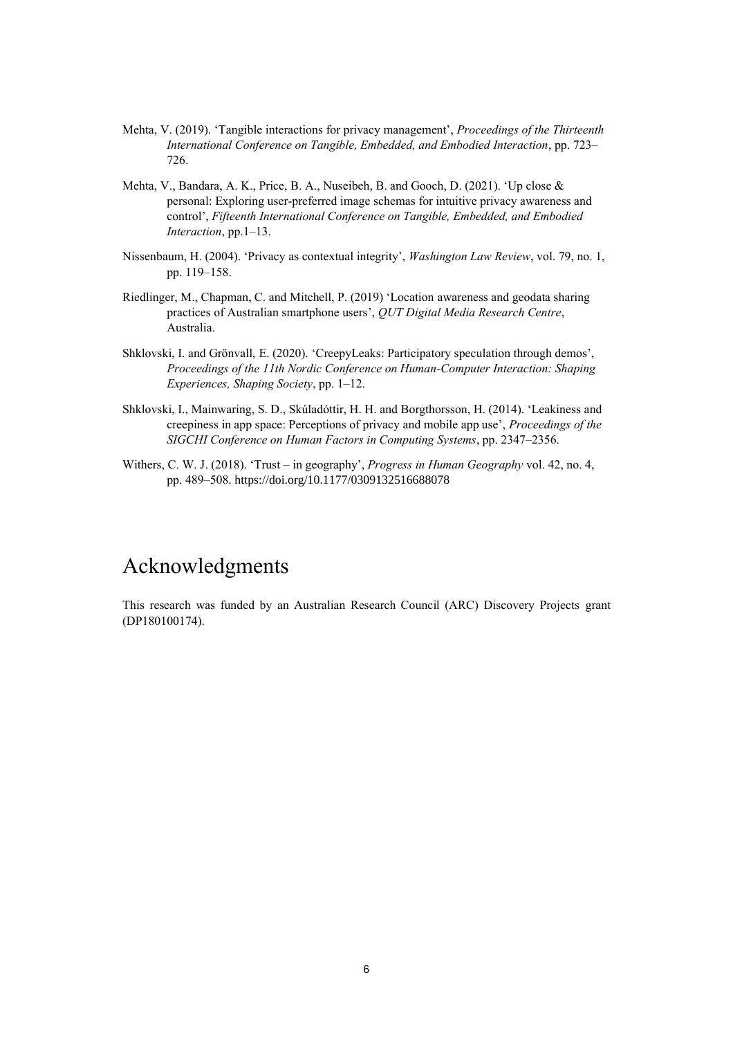Mehta, V. (2019). 'Tangible interactions for privacy management', *Proceedings of the Thirteenth International Conference on Tangible, Embedded, and Embodied Interaction*, pp. 723–726.

Mehta, V., Bandara, A. K., Price, B. A., Nuseibeh, B. and Gooch, D. (2021). 'Up close & personal: Exploring user-preferred image schemas for intuitive privacy awareness and control', *Fifteenth International Conference on Tangible, Embedded, and Embodied Interaction*, pp.1–13.

Nissenbaum, H. (2004). 'Privacy as contextual integrity', *Washington Law Review*, vol. 79, no. 1, pp. 119–158.

Riedlinger, M., Chapman, C. and Mitchell, P. (2019) 'Location awareness and geodata sharing practices of Australian smartphone users', *QUT Digital Media Research Centre*, Australia.

Shklovski, I. and Grönvall, E. (2020). 'CreepyLeaks: Participatory speculation through demos', *Proceedings of the 11th Nordic Conference on Human-Computer Interaction: Shaping Experiences, Shaping Society*, pp. 1–12.

Shklovski, I., Mainwaring, S. D., Skúladóttir, H. H. and Borgthorsson, H. (2014). 'Leakiness and creepiness in app space: Perceptions of privacy and mobile app use', *Proceedings of the SIGCHI Conference on Human Factors in Computing Systems*, pp. 2347–2356.

Withers, C. W. J. (2018). 'Trust – in geography', *Progress in Human Geography* vol. 42, no. 4, pp. 489–508. https://doi.org/10.1177/0309132516688078

# Acknowledgments

This research was funded by an Australian Research Council (ARC) Discovery Projects grant (DP180100174).